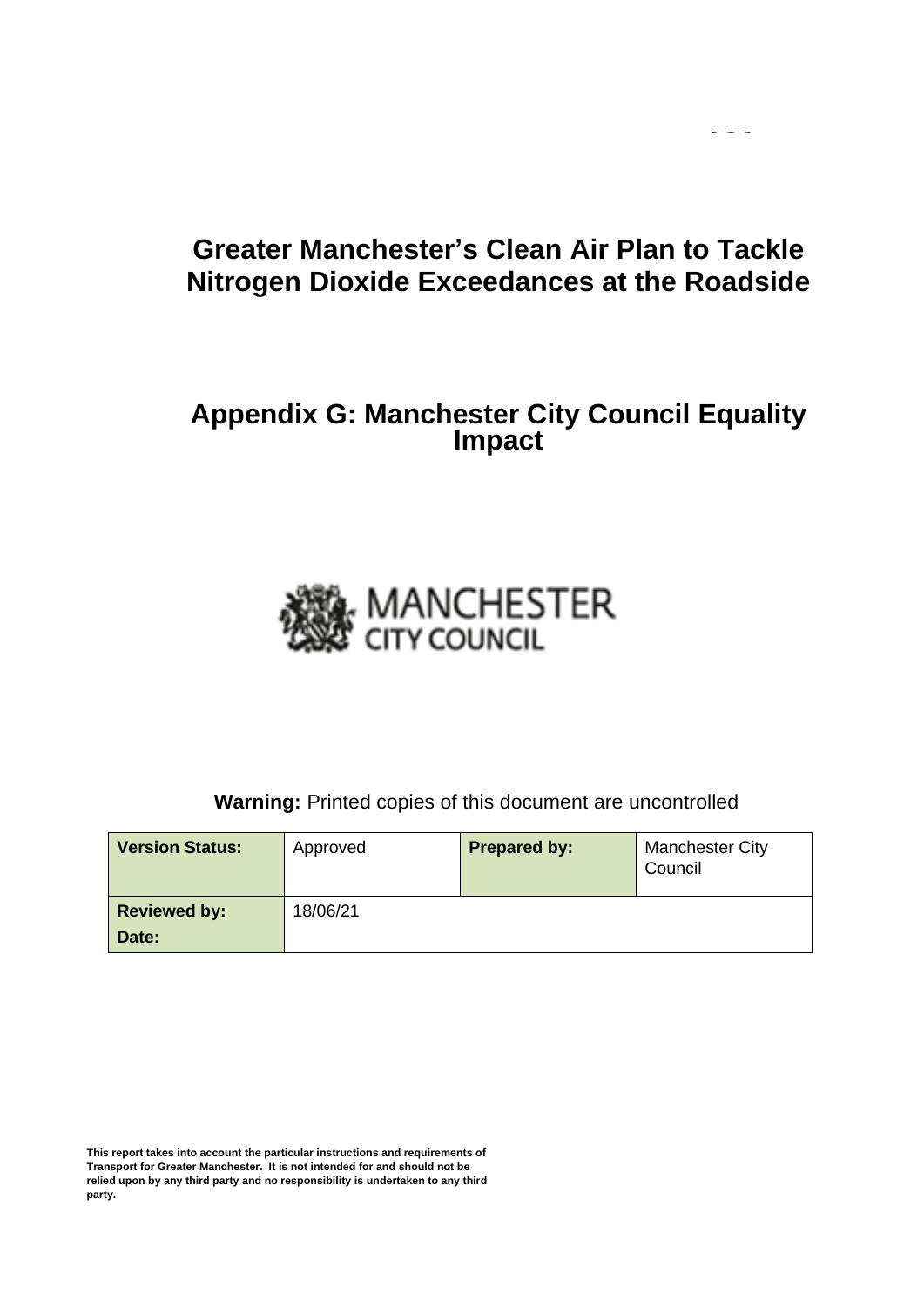# Greater Manchester's Clean Air Plan to Tackle Nitrogen Dioxide Exceedances at the Roadside

## Appendix G: Manchester City Council Equality Impact

MANCHESTER CITY COUNCIL

**Warning:** Printed copies of this document are uncontrolled

| **Version Status:** | Approved | **Prepared by:** | Manchester City Council |
| --- | --- | --- | --- |
| **Reviewed by:** **Date:** | 18/06/21 | | |

**This report takes into account the particular instructions and requirements of Transport for Greater Manchester. It is not intended for and should not be relied upon by any third party and no responsibility is undertaken to any third party.**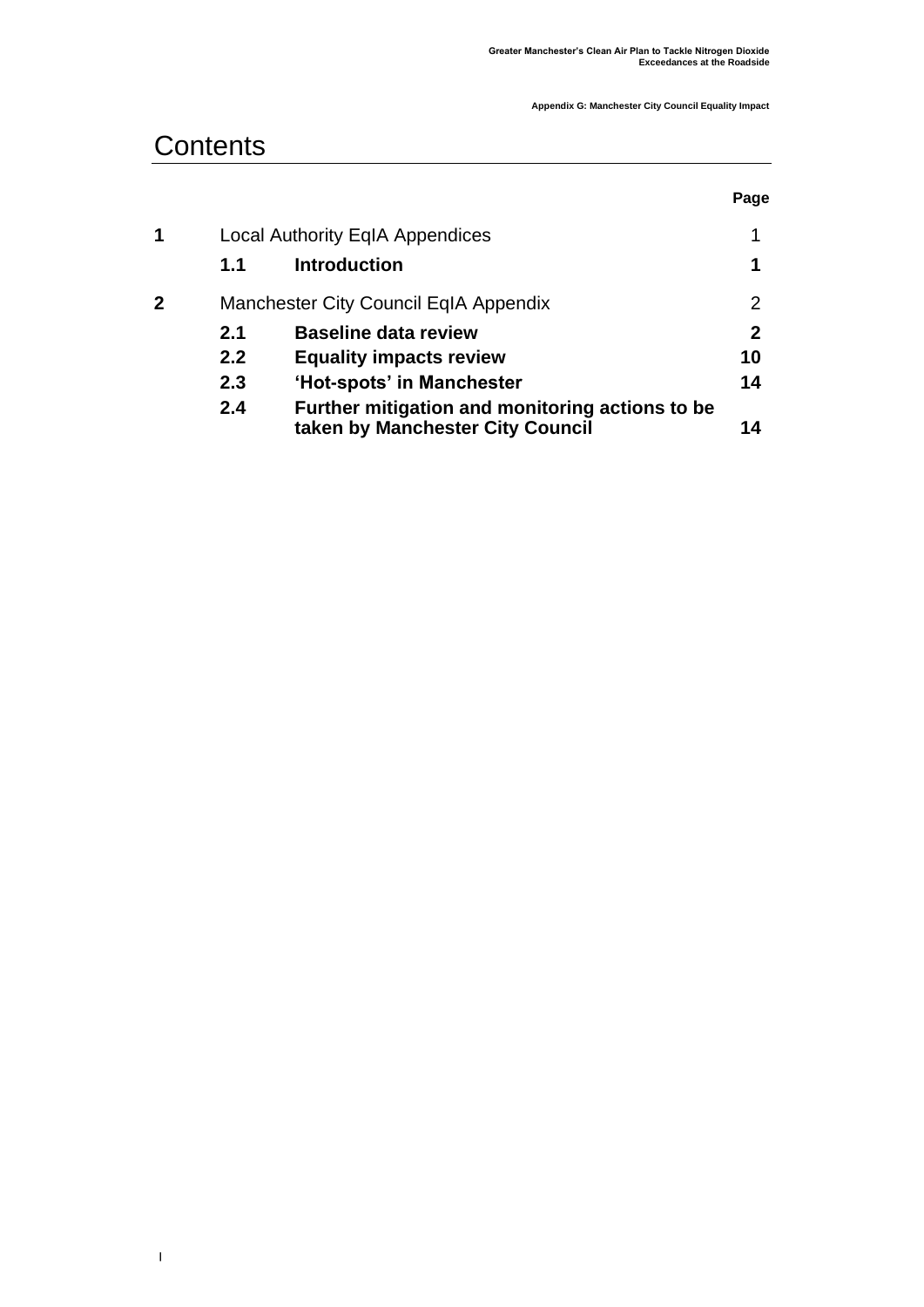# Contents

| | | | Page |
|---|---|---|---|
| **1** | Local Authority EqIA Appendices | | 1 |
| | **1.1** | **Introduction** | **1** |
| **2** | Manchester City Council EqIA Appendix | | 2 |
| | **2.1** | **Baseline data review** | **2** |
| | **2.2** | **Equality impacts review** | **10** |
| | **2.3** | **'Hot-spots' in Manchester** | **14** |
| | **2.4** | **Further mitigation and monitoring actions to be taken by Manchester City Council** | **14** |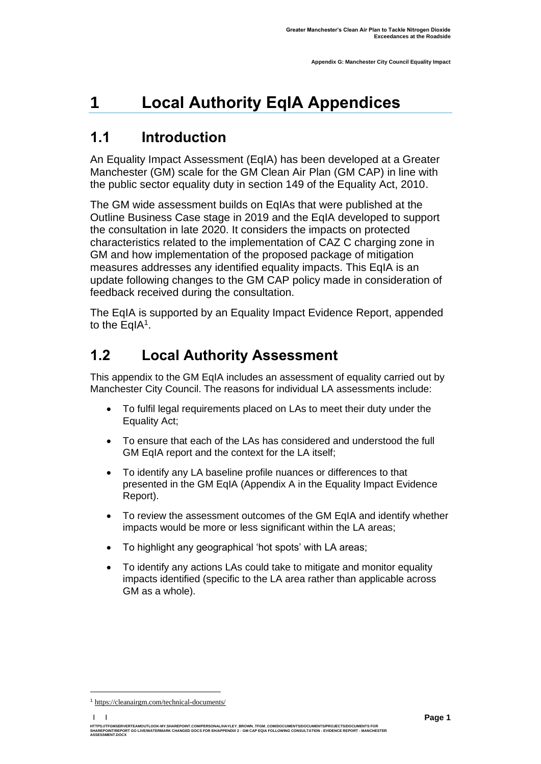# 1 Local Authority EqIA Appendices

## 1.1 Introduction

An Equality Impact Assessment (EqIA) has been developed at a Greater Manchester (GM) scale for the GM Clean Air Plan (GM CAP) in line with the public sector equality duty in section 149 of the Equality Act, 2010.

The GM wide assessment builds on EqIAs that were published at the Outline Business Case stage in 2019 and the EqIA developed to support the consultation in late 2020. It considers the impacts on protected characteristics related to the implementation of CAZ C charging zone in GM and how implementation of the proposed package of mitigation measures addresses any identified equality impacts. This EqIA is an update following changes to the GM CAP policy made in consideration of feedback received during the consultation.

The EqIA is supported by an Equality Impact Evidence Report, appended to the EqIA[1].

## 1.2 Local Authority Assessment

This appendix to the GM EqIA includes an assessment of equality carried out by Manchester City Council. The reasons for individual LA assessments include:

- To fulfil legal requirements placed on LAs to meet their duty under the Equality Act;
- To ensure that each of the LAs has considered and understood the full GM EqIA report and the context for the LA itself;
- To identify any LA baseline profile nuances or differences to that presented in the GM EqIA (Appendix A in the Equality Impact Evidence Report).
- To review the assessment outcomes of the GM EqIA and identify whether impacts would be more or less significant within the LA areas;
- To highlight any geographical 'hot spots' with LA areas;
- To identify any actions LAs could take to mitigate and monitor equality impacts identified (specific to the LA area rather than applicable across GM as a whole).

[1] https://cleanairgm.com/technical-documents/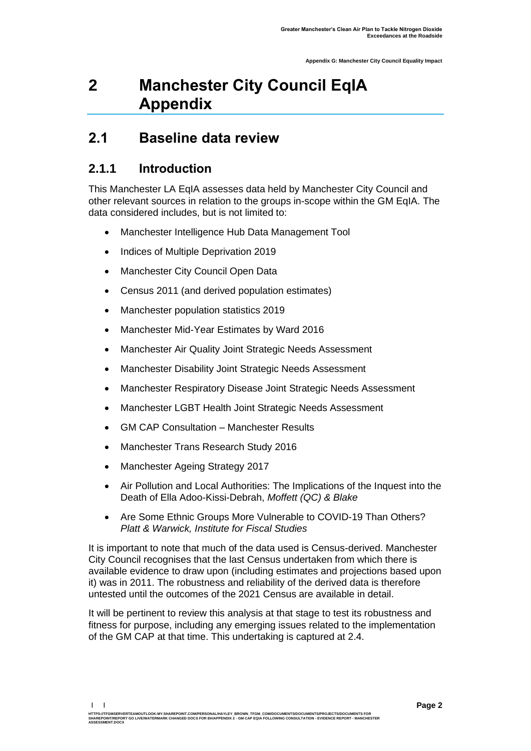# 2 Manchester City Council EqIA Appendix

## 2.1 Baseline data review

### 2.1.1 Introduction

This Manchester LA EqIA assesses data held by Manchester City Council and other relevant sources in relation to the groups in-scope within the GM EqIA. The data considered includes, but is not limited to:

- Manchester Intelligence Hub Data Management Tool
- Indices of Multiple Deprivation 2019
- Manchester City Council Open Data
- Census 2011 (and derived population estimates)
- Manchester population statistics 2019
- Manchester Mid-Year Estimates by Ward 2016
- Manchester Air Quality Joint Strategic Needs Assessment
- Manchester Disability Joint Strategic Needs Assessment
- Manchester Respiratory Disease Joint Strategic Needs Assessment
- Manchester LGBT Health Joint Strategic Needs Assessment
- GM CAP Consultation – Manchester Results
- Manchester Trans Research Study 2016
- Manchester Ageing Strategy 2017
- Air Pollution and Local Authorities: The Implications of the Inquest into the Death of Ella Adoo-Kissi-Debrah, *Moffett (QC) & Blake*
- Are Some Ethnic Groups More Vulnerable to COVID-19 Than Others? *Platt & Warwick, Institute for Fiscal Studies*

It is important to note that much of the data used is Census-derived. Manchester City Council recognises that the last Census undertaken from which there is available evidence to draw upon (including estimates and projections based upon it) was in 2011. The robustness and reliability of the derived data is therefore untested until the outcomes of the 2021 Census are available in detail.

It will be pertinent to review this analysis at that stage to test its robustness and fitness for purpose, including any emerging issues related to the implementation of the GM CAP at that time. This undertaking is captured at 2.4.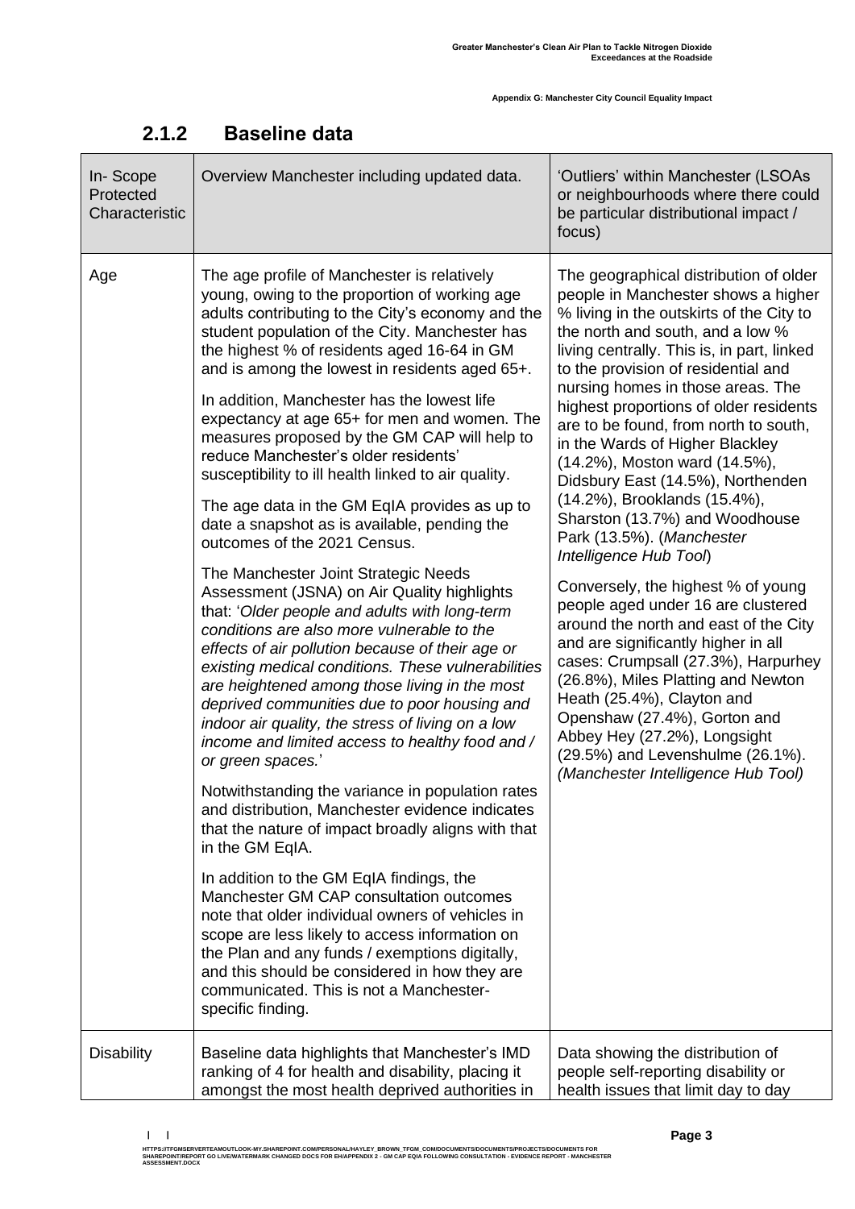### 2.1.2 Baseline data

| In- Scope Protected Characteristic | Overview Manchester including updated data. | 'Outliers' within Manchester (LSOAs or neighbourhoods where there could be particular distributional impact / focus) |
|---|---|---|
| Age | The age profile of Manchester is relatively young, owing to the proportion of working age adults contributing to the City's economy and the student population of the City. Manchester has the highest % of residents aged 16-64 in GM and is among the lowest in residents aged 65+.<br><br>In addition, Manchester has the lowest life expectancy at age 65+ for men and women. The measures proposed by the GM CAP will help to reduce Manchester's older residents' susceptibility to ill health linked to air quality.<br><br>The age data in the GM EqIA provides as up to date a snapshot as is available, pending the outcomes of the 2021 Census.<br><br>The Manchester Joint Strategic Needs Assessment (JSNA) on Air Quality highlights that: '*Older people and adults with long-term conditions are also more vulnerable to the effects of air pollution because of their age or existing medical conditions. These vulnerabilities are heightened among those living in the most deprived communities due to poor housing and indoor air quality, the stress of living on a low income and limited access to healthy food and / or green spaces.*'<br><br>Notwithstanding the variance in population rates and distribution, Manchester evidence indicates that the nature of impact broadly aligns with that in the GM EqIA.<br><br>In addition to the GM EqIA findings, the Manchester GM CAP consultation outcomes note that older individual owners of vehicles in scope are less likely to access information on the Plan and any funds / exemptions digitally, and this should be considered in how they are communicated. This is not a Manchester-specific finding. | The geographical distribution of older people in Manchester shows a higher % living in the outskirts of the City to the north and south, and a low % living centrally. This is, in part, linked to the provision of residential and nursing homes in those areas. The highest proportions of older residents are to be found, from north to south, in the Wards of Higher Blackley (14.2%), Moston ward (14.5%), Didsbury East (14.5%), Northenden (14.2%), Brooklands (15.4%), Sharston (13.7%) and Woodhouse Park (13.5%). (*Manchester Intelligence Hub Tool*)<br><br>Conversely, the highest % of young people aged under 16 are clustered around the north and east of the City and are significantly higher in all cases: Crumpsall (27.3%), Harpurhey (26.8%), Miles Platting and Newton Heath (25.4%), Clayton and Openshaw (27.4%), Gorton and Abbey Hey (27.2%), Longsight (29.5%) and Levenshulme (26.1%). *(Manchester Intelligence Hub Tool)* |
| Disability | Baseline data highlights that Manchester's IMD ranking of 4 for health and disability, placing it amongst the most health deprived authorities in | Data showing the distribution of people self-reporting disability or health issues that limit day to day |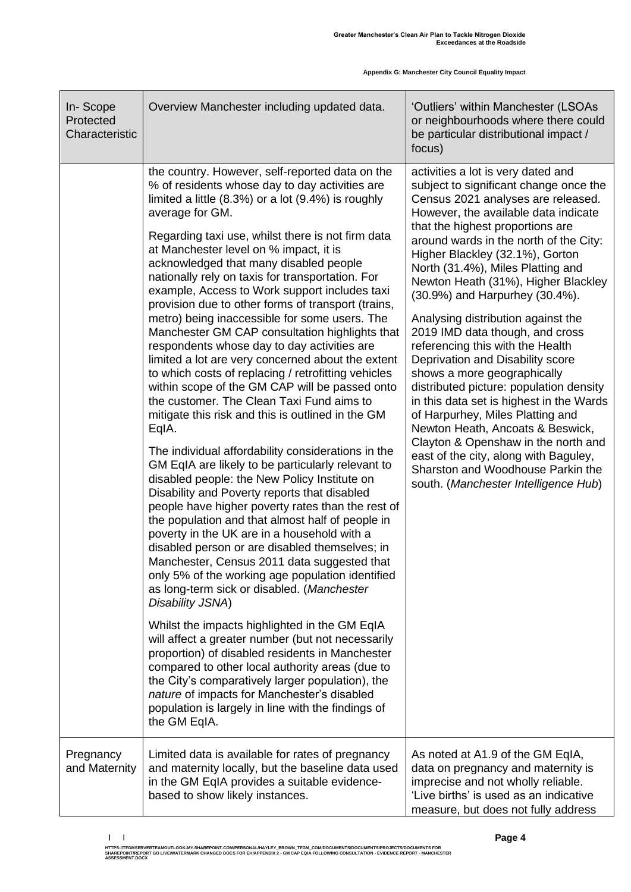| In- Scope Protected Characteristic | Overview Manchester including updated data. | 'Outliers' within Manchester (LSOAs or neighbourhoods where there could be particular distributional impact / focus) |
|---|---|---|
| | the country. However, self-reported data on the % of residents whose day to day activities are limited a little (8.3%) or a lot (9.4%) is roughly average for GM.<br><br>Regarding taxi use, whilst there is not firm data at Manchester level on % impact, it is acknowledged that many disabled people nationally rely on taxis for transportation. For example, Access to Work support includes taxi provision due to other forms of transport (trains, metro) being inaccessible for some users. The Manchester GM CAP consultation highlights that respondents whose day to day activities are limited a lot are very concerned about the extent to which costs of replacing / retrofitting vehicles within scope of the GM CAP will be passed onto the customer. The Clean Taxi Fund aims to mitigate this risk and this is outlined in the GM EqIA.<br><br>The individual affordability considerations in the GM EqIA are likely to be particularly relevant to disabled people: the New Policy Institute on Disability and Poverty reports that disabled people have higher poverty rates than the rest of the population and that almost half of people in poverty in the UK are in a household with a disabled person or are disabled themselves; in Manchester, Census 2011 data suggested that only 5% of the working age population identified as long-term sick or disabled. (*Manchester Disability JSNA*)<br><br>Whilst the impacts highlighted in the GM EqIA will affect a greater number (but not necessarily proportion) of disabled residents in Manchester compared to other local authority areas (due to the City's comparatively larger population), the *nature* of impacts for Manchester's disabled population is largely in line with the findings of the GM EqIA. | activities a lot is very dated and subject to significant change once the Census 2021 analyses are released. However, the available data indicate that the highest proportions are around wards in the north of the City: Higher Blackley (32.1%), Gorton North (31.4%), Miles Platting and Newton Heath (31%), Higher Blackley (30.9%) and Harpurhey (30.4%).<br><br>Analysing distribution against the 2019 IMD data though, and cross referencing this with the Health Deprivation and Disability score shows a more geographically distributed picture: population density in this data set is highest in the Wards of Harpurhey, Miles Platting and Newton Heath, Ancoats & Beswick, Clayton & Openshaw in the north and east of the city, along with Baguley, Sharston and Woodhouse Parkin the south. (*Manchester Intelligence Hub*) |
| Pregnancy and Maternity | Limited data is available for rates of pregnancy and maternity locally, but the baseline data used in the GM EqIA provides a suitable evidence-based to show likely instances. | As noted at A1.9 of the GM EqIA, data on pregnancy and maternity is imprecise and not wholly reliable. 'Live births' is used as an indicative measure, but does not fully address |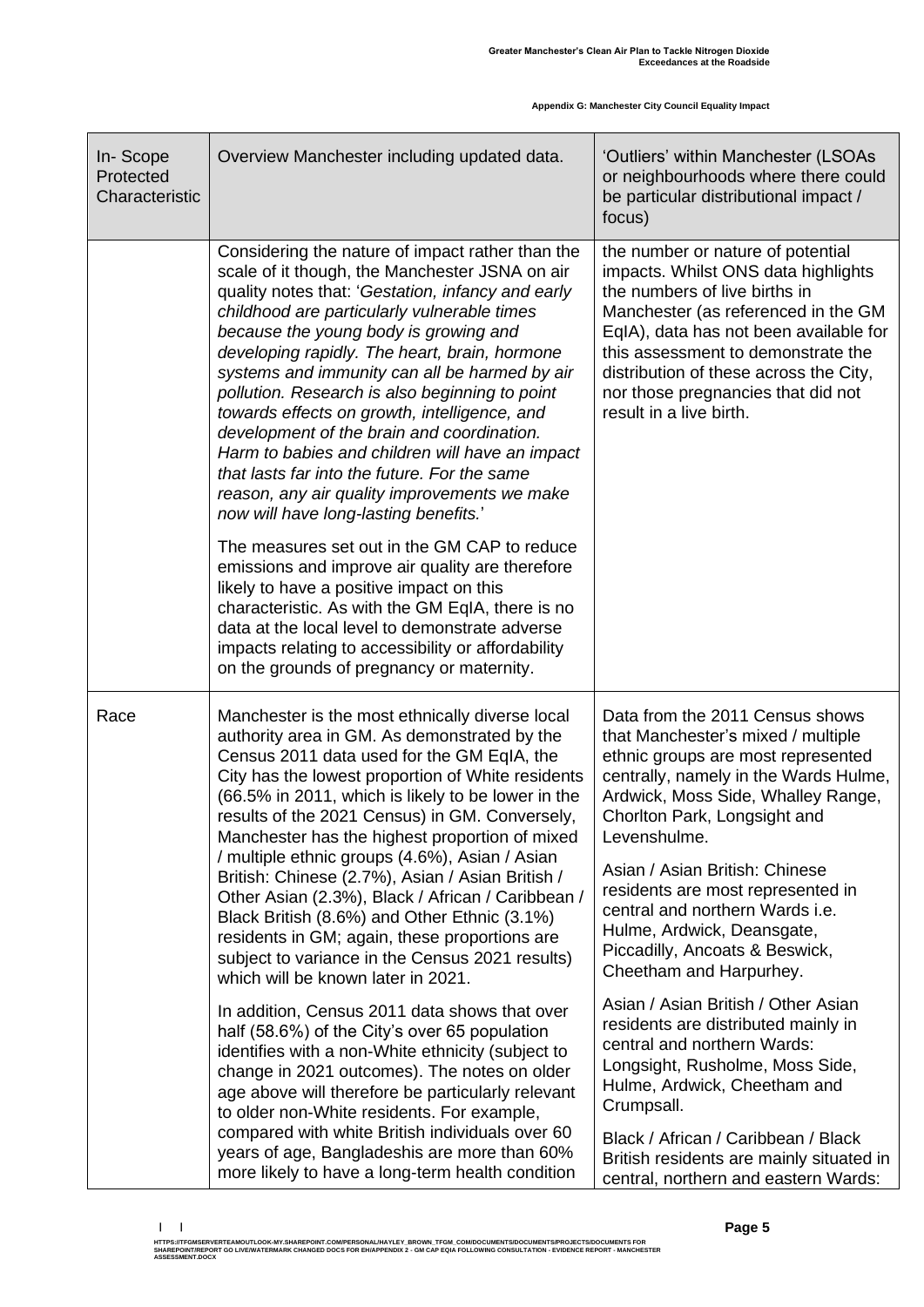| In- Scope Protected Characteristic | Overview Manchester including updated data. | 'Outliers' within Manchester (LSOAs or neighbourhoods where there could be particular distributional impact / focus) |
|---|---|---|
| | Considering the nature of impact rather than the scale of it though, the Manchester JSNA on air quality notes that: '*Gestation, infancy and early childhood are particularly vulnerable times because the young body is growing and developing rapidly. The heart, brain, hormone systems and immunity can all be harmed by air pollution. Research is also beginning to point towards effects on growth, intelligence, and development of the brain and coordination. Harm to babies and children will have an impact that lasts far into the future. For the same reason, any air quality improvements we make now will have long-lasting benefits.*'<br><br>The measures set out in the GM CAP to reduce emissions and improve air quality are therefore likely to have a positive impact on this characteristic. As with the GM EqIA, there is no data at the local level to demonstrate adverse impacts relating to accessibility or affordability on the grounds of pregnancy or maternity. | the number or nature of potential impacts. Whilst ONS data highlights the numbers of live births in Manchester (as referenced in the GM EqIA), data has not been available for this assessment to demonstrate the distribution of these across the City, nor those pregnancies that did not result in a live birth. |
| Race | Manchester is the most ethnically diverse local authority area in GM. As demonstrated by the Census 2011 data used for the GM EqIA, the City has the lowest proportion of White residents (66.5% in 2011, which is likely to be lower in the results of the 2021 Census) in GM. Conversely, Manchester has the highest proportion of mixed / multiple ethnic groups (4.6%), Asian / Asian British: Chinese (2.7%), Asian / Asian British / Other Asian (2.3%), Black / African / Caribbean / Black British (8.6%) and Other Ethnic (3.1%) residents in GM; again, these proportions are subject to variance in the Census 2021 results) which will be known later in 2021.<br><br>In addition, Census 2011 data shows that over half (58.6%) of the City's over 65 population identifies with a non-White ethnicity (subject to change in 2021 outcomes). The notes on older age above will therefore be particularly relevant to older non-White residents. For example, compared with white British individuals over 60 years of age, Bangladeshis are more than 60% more likely to have a long-term health condition | Data from the 2011 Census shows that Manchester's mixed / multiple ethnic groups are most represented centrally, namely in the Wards Hulme, Ardwick, Moss Side, Whalley Range, Chorlton Park, Longsight and Levenshulme.<br><br>Asian / Asian British: Chinese residents are most represented in central and northern Wards i.e. Hulme, Ardwick, Deansgate, Piccadilly, Ancoats & Beswick, Cheetham and Harpurhey.<br><br>Asian / Asian British / Other Asian residents are distributed mainly in central and northern Wards: Longsight, Rusholme, Moss Side, Hulme, Ardwick, Cheetham and Crumpsall.<br><br>Black / African / Caribbean / Black British residents are mainly situated in central, northern and eastern Wards: |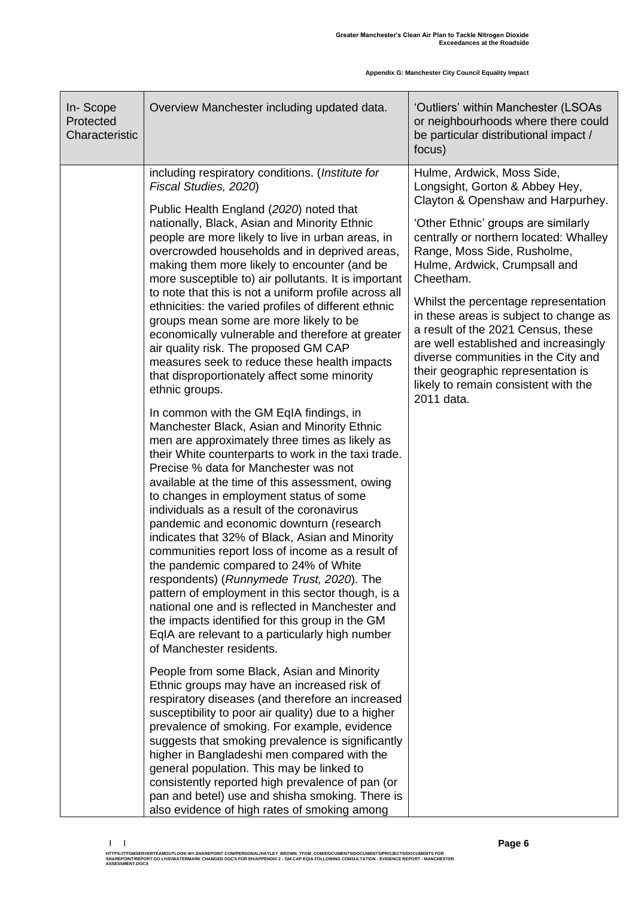| In- Scope Protected Characteristic | Overview Manchester including updated data. | 'Outliers' within Manchester (LSOAs or neighbourhoods where there could be particular distributional impact / focus) |
|---|---|---|
| | including respiratory conditions. (*Institute for Fiscal Studies, 2020*)<br><br>Public Health England (*2020*) noted that nationally, Black, Asian and Minority Ethnic people are more likely to live in urban areas, in overcrowded households and in deprived areas, making them more likely to encounter (and be more susceptible to) air pollutants. It is important to note that this is not a uniform profile across all ethnicities: the varied profiles of different ethnic groups mean some are more likely to be economically vulnerable and therefore at greater air quality risk. The proposed GM CAP measures seek to reduce these health impacts that disproportionately affect some minority ethnic groups.<br><br>In common with the GM EqIA findings, in Manchester Black, Asian and Minority Ethnic men are approximately three times as likely as their White counterparts to work in the taxi trade. Precise % data for Manchester was not available at the time of this assessment, owing to changes in employment status of some individuals as a result of the coronavirus pandemic and economic downturn (research indicates that 32% of Black, Asian and Minority communities report loss of income as a result of the pandemic compared to 24% of White respondents) (*Runnymede Trust, 2020*). The pattern of employment in this sector though, is a national one and is reflected in Manchester and the impacts identified for this group in the GM EqIA are relevant to a particularly high number of Manchester residents.<br><br>People from some Black, Asian and Minority Ethnic groups may have an increased risk of respiratory diseases (and therefore an increased susceptibility to poor air quality) due to a higher prevalence of smoking. For example, evidence suggests that smoking prevalence is significantly higher in Bangladeshi men compared with the general population. This may be linked to consistently reported high prevalence of pan (or pan and betel) use and shisha smoking. There is also evidence of high rates of smoking among | Hulme, Ardwick, Moss Side, Longsight, Gorton & Abbey Hey, Clayton & Openshaw and Harpurhey.<br><br>'Other Ethnic' groups are similarly centrally or northern located: Whalley Range, Moss Side, Rusholme, Hulme, Ardwick, Crumpsall and Cheetham.<br><br>Whilst the percentage representation in these areas is subject to change as a result of the 2021 Census, these are well established and increasingly diverse communities in the City and their geographic representation is likely to remain consistent with the 2011 data. |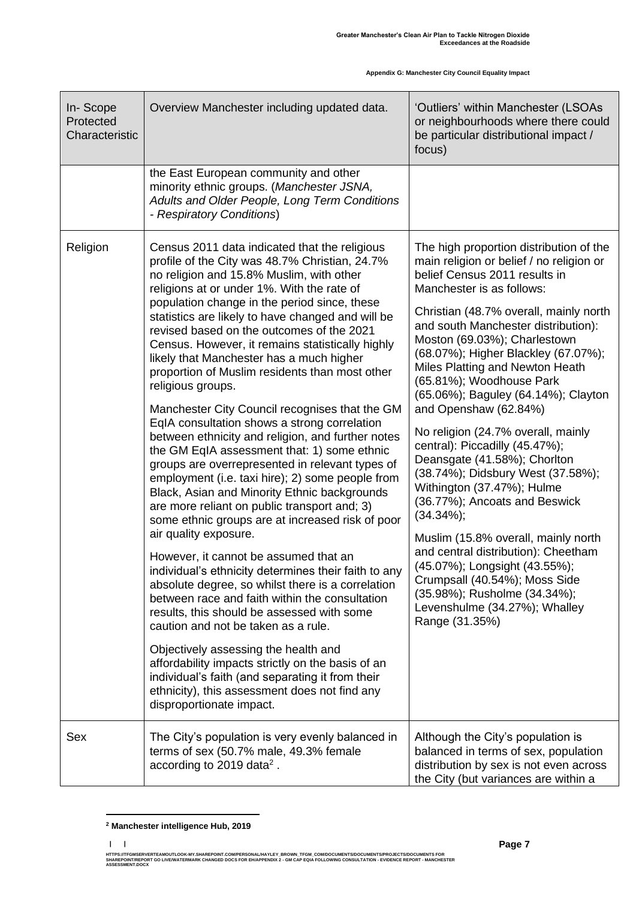| In- Scope Protected Characteristic | Overview Manchester including updated data. | 'Outliers' within Manchester (LSOAs or neighbourhoods where there could be particular distributional impact / focus) |
| --- | --- | --- |
| | the East European community and other minority ethnic groups. (*Manchester JSNA, Adults and Older People, Long Term Conditions - Respiratory Conditions*) | |
| Religion | Census 2011 data indicated that the religious profile of the City was 48.7% Christian, 24.7% no religion and 15.8% Muslim, with other religions at or under 1%. With the rate of population change in the period since, these statistics are likely to have changed and will be revised based on the outcomes of the 2021 Census. However, it remains statistically highly likely that Manchester has a much higher proportion of Muslim residents than most other religious groups.<br><br>Manchester City Council recognises that the GM EqIA consultation shows a strong correlation between ethnicity and religion, and further notes the GM EqIA assessment that: 1) some ethnic groups are overrepresented in relevant types of employment (i.e. taxi hire); 2) some people from Black, Asian and Minority Ethnic backgrounds are more reliant on public transport and; 3) some ethnic groups are at increased risk of poor air quality exposure.<br><br>However, it cannot be assumed that an individual's ethnicity determines their faith to any absolute degree, so whilst there is a correlation between race and faith within the consultation results, this should be assessed with some caution and not be taken as a rule.<br><br>Objectively assessing the health and affordability impacts strictly on the basis of an individual's faith (and separating it from their ethnicity), this assessment does not find any disproportionate impact. | The high proportion distribution of the main religion or belief / no religion or belief Census 2011 results in Manchester is as follows:<br><br>Christian (48.7% overall, mainly north and south Manchester distribution): Moston (69.03%); Charlestown (68.07%); Higher Blackley (67.07%); Miles Platting and Newton Heath (65.81%); Woodhouse Park (65.06%); Baguley (64.14%); Clayton and Openshaw (62.84%)<br><br>No religion (24.7% overall, mainly central): Piccadilly (45.47%); Deansgate (41.58%); Chorlton (38.74%); Didsbury West (37.58%); Withington (37.47%); Hulme (36.77%); Ancoats and Beswick (34.34%);<br><br>Muslim (15.8% overall, mainly north and central distribution): Cheetham (45.07%); Longsight (43.55%); Crumpsall (40.54%); Moss Side (35.98%); Rusholme (34.34%); Levenshulme (34.27%); Whalley Range (31.35%) |
| Sex | The City's population is very evenly balanced in terms of sex (50.7% male, 49.3% female according to 2019 data[2] . | Although the City's population is balanced in terms of sex, population distribution by sex is not even across the City (but variances are within a |

[2] **Manchester intelligence Hub, 2019**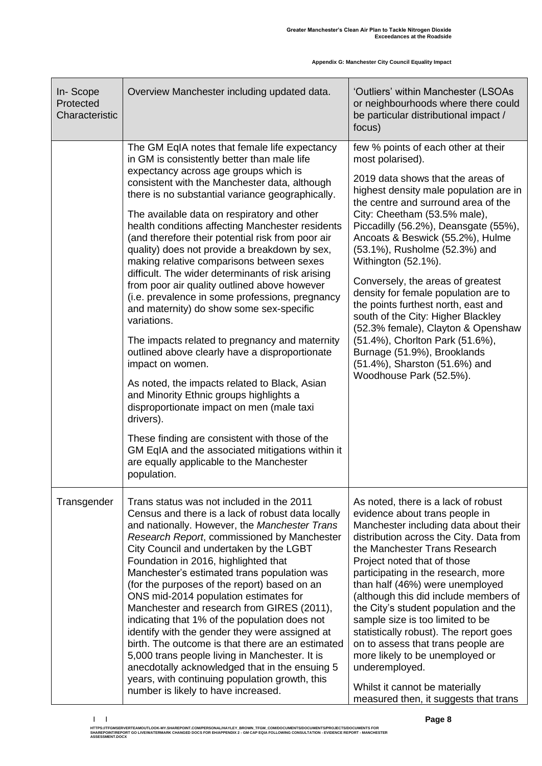| In- Scope Protected Characteristic | Overview Manchester including updated data. | 'Outliers' within Manchester (LSOAs or neighbourhoods where there could be particular distributional impact / focus) |
|---|---|---|
| | The GM EqIA notes that female life expectancy in GM is consistently better than male life expectancy across age groups which is consistent with the Manchester data, although there is no substantial variance geographically.<br><br>The available data on respiratory and other health conditions affecting Manchester residents (and therefore their potential risk from poor air quality) does not provide a breakdown by sex, making relative comparisons between sexes difficult. The wider determinants of risk arising from poor air quality outlined above however (i.e. prevalence in some professions, pregnancy and maternity) do show some sex-specific variations.<br><br>The impacts related to pregnancy and maternity outlined above clearly have a disproportionate impact on women.<br><br>As noted, the impacts related to Black, Asian and Minority Ethnic groups highlights a disproportionate impact on men (male taxi drivers).<br><br>These finding are consistent with those of the GM EqIA and the associated mitigations within it are equally applicable to the Manchester population. | few % points of each other at their most polarised).<br><br>2019 data shows that the areas of highest density male population are in the centre and surround area of the City: Cheetham (53.5% male), Piccadilly (56.2%), Deansgate (55%), Ancoats & Beswick (55.2%), Hulme (53.1%), Rusholme (52.3%) and Withington (52.1%).<br><br>Conversely, the areas of greatest density for female population are to the points furthest north, east and south of the City: Higher Blackley (52.3% female), Clayton & Openshaw (51.4%), Chorlton Park (51.6%), Burnage (51.9%), Brooklands (51.4%), Sharston (51.6%) and Woodhouse Park (52.5%). |
| Transgender | Trans status was not included in the 2011 Census and there is a lack of robust data locally and nationally. However, the *Manchester Trans Research Report*, commissioned by Manchester City Council and undertaken by the LGBT Foundation in 2016, highlighted that Manchester's estimated trans population was (for the purposes of the report) based on an ONS mid-2014 population estimates for Manchester and research from GIRES (2011), indicating that 1% of the population does not identify with the gender they were assigned at birth. The outcome is that there are an estimated 5,000 trans people living in Manchester. It is anecdotally acknowledged that in the ensuing 5 years, with continuing population growth, this number is likely to have increased. | As noted, there is a lack of robust evidence about trans people in Manchester including data about their distribution across the City. Data from the Manchester Trans Research Project noted that of those participating in the research, more than half (46%) were unemployed (although this did include members of the City's student population and the sample size is too limited to be statistically robust). The report goes on to assess that trans people are more likely to be unemployed or underemployed.<br><br>Whilst it cannot be materially measured then, it suggests that trans |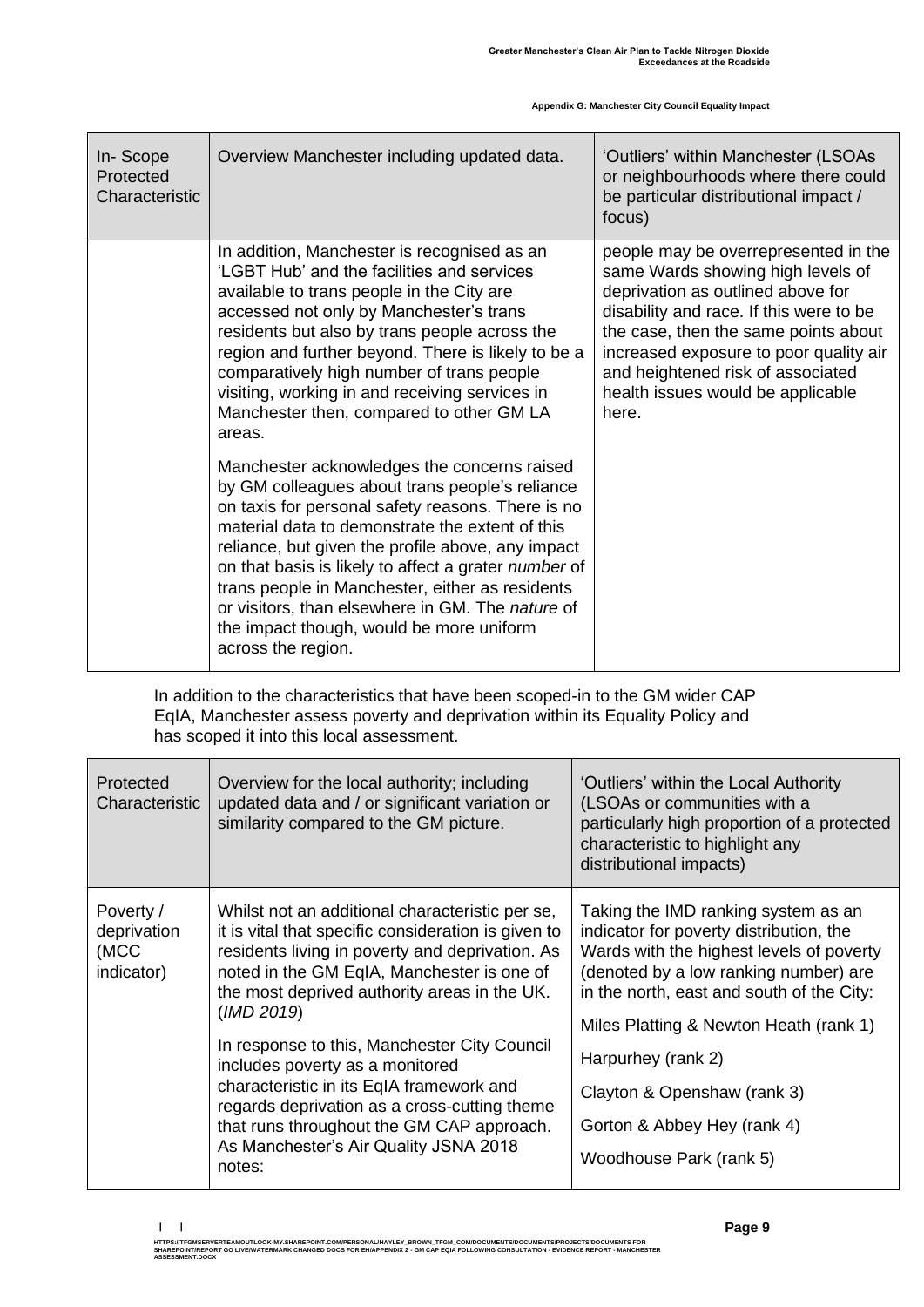| In- Scope Protected Characteristic | Overview Manchester including updated data. | 'Outliers' within Manchester (LSOAs or neighbourhoods where there could be particular distributional impact / focus) |
|---|---|---|
| | In addition, Manchester is recognised as an 'LGBT Hub' and the facilities and services available to trans people in the City are accessed not only by Manchester's trans residents but also by trans people across the region and further beyond. There is likely to be a comparatively high number of trans people visiting, working in and receiving services in Manchester then, compared to other GM LA areas.<br><br>Manchester acknowledges the concerns raised by GM colleagues about trans people's reliance on taxis for personal safety reasons. There is no material data to demonstrate the extent of this reliance, but given the profile above, any impact on that basis is likely to affect a grater *number* of trans people in Manchester, either as residents or visitors, than elsewhere in GM. The *nature* of the impact though, would be more uniform across the region. | people may be overrepresented in the same Wards showing high levels of deprivation as outlined above for disability and race. If this were to be the case, then the same points about increased exposure to poor quality air and heightened risk of associated health issues would be applicable here. |

In addition to the characteristics that have been scoped-in to the GM wider CAP EqIA, Manchester assess poverty and deprivation within its Equality Policy and has scoped it into this local assessment.

| Protected Characteristic | Overview for the local authority; including updated data and / or significant variation or similarity compared to the GM picture. | 'Outliers' within the Local Authority (LSOAs or communities with a particularly high proportion of a protected characteristic to highlight any distributional impacts) |
|---|---|---|
| Poverty / deprivation (MCC indicator) | Whilst not an additional characteristic per se, it is vital that specific consideration is given to residents living in poverty and deprivation. As noted in the GM EqIA, Manchester is one of the most deprived authority areas in the UK. (*IMD 2019*)<br><br>In response to this, Manchester City Council includes poverty as a monitored characteristic in its EqIA framework and regards deprivation as a cross-cutting theme that runs throughout the GM CAP approach. As Manchester's Air Quality JSNA 2018 notes: | Taking the IMD ranking system as an indicator for poverty distribution, the Wards with the highest levels of poverty (denoted by a low ranking number) are in the north, east and south of the City:<br><br>Miles Platting & Newton Heath (rank 1)<br><br>Harpurhey (rank 2)<br><br>Clayton & Openshaw (rank 3)<br><br>Gorton & Abbey Hey (rank 4)<br><br>Woodhouse Park (rank 5) |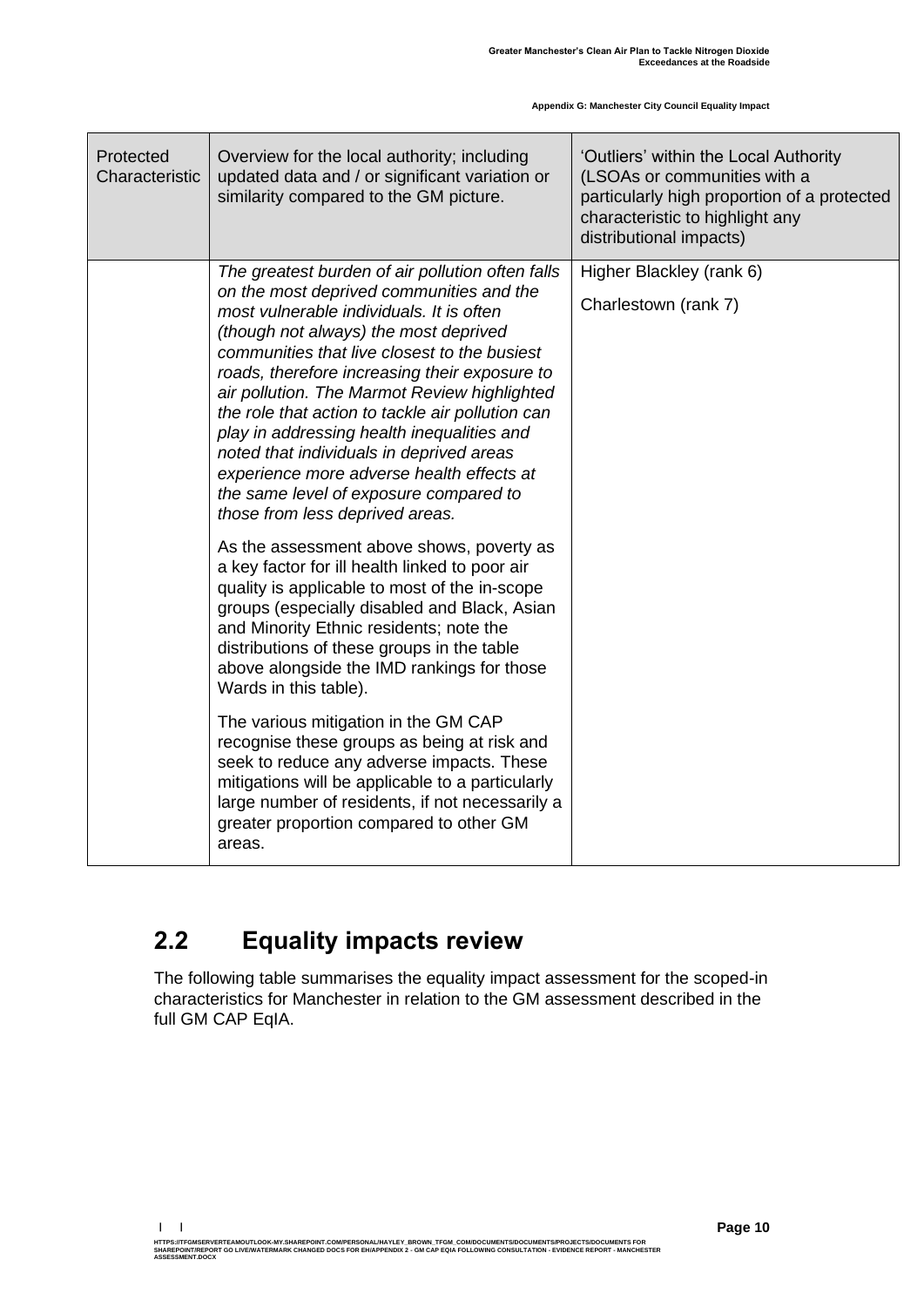| Protected Characteristic | Overview for the local authority; including updated data and / or significant variation or similarity compared to the GM picture. | 'Outliers' within the Local Authority (LSOAs or communities with a particularly high proportion of a protected characteristic to highlight any distributional impacts) |
|---|---|---|
| | *The greatest burden of air pollution often falls on the most deprived communities and the most vulnerable individuals. It is often (though not always) the most deprived communities that live closest to the busiest roads, therefore increasing their exposure to air pollution. The Marmot Review highlighted the role that action to tackle air pollution can play in addressing health inequalities and noted that individuals in deprived areas experience more adverse health effects at the same level of exposure compared to those from less deprived areas.*<br><br>As the assessment above shows, poverty as a key factor for ill health linked to poor air quality is applicable to most of the in-scope groups (especially disabled and Black, Asian and Minority Ethnic residents; note the distributions of these groups in the table above alongside the IMD rankings for those Wards in this table).<br><br>The various mitigation in the GM CAP recognise these groups as being at risk and seek to reduce any adverse impacts. These mitigations will be applicable to a particularly large number of residents, if not necessarily a greater proportion compared to other GM areas. | Higher Blackley (rank 6)<br><br>Charlestown (rank 7) |

## 2.2 Equality impacts review

The following table summarises the equality impact assessment for the scoped-in characteristics for Manchester in relation to the GM assessment described in the full GM CAP EqIA.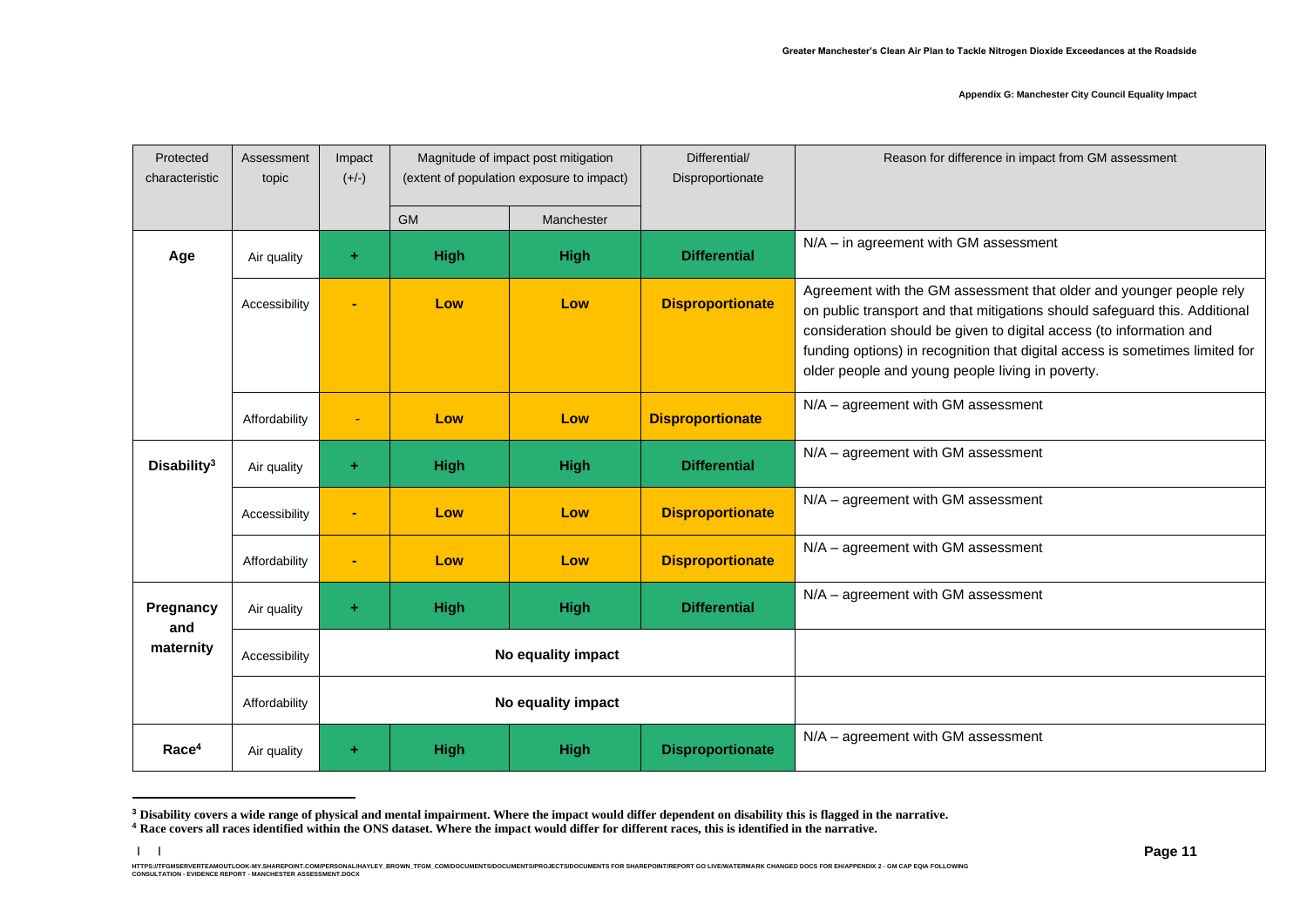| Protected characteristic | Assessment topic | Impact (+/-) | Magnitude of impact post mitigation (extent of population exposure to impact) | | Differential/ Disproportionate | Reason for difference in impact from GM assessment |
|---|---|---|---|---|---|---|
| | | | GM | Manchester | | |
| **Age** | Air quality | + | **High** | **High** | **Differential** | N/A – in agreement with GM assessment |
| | Accessibility | - | **Low** | **Low** | **Disproportionate** | Agreement with the GM assessment that older and younger people rely on public transport and that mitigations should safeguard this. Additional consideration should be given to digital access (to information and funding options) in recognition that digital access is sometimes limited for older people and young people living in poverty. |
| | Affordability | - | **Low** | **Low** | **Disproportionate** | N/A – agreement with GM assessment |
| **Disability**[3] | Air quality | + | **High** | **High** | **Differential** | N/A – agreement with GM assessment |
| | Accessibility | - | **Low** | **Low** | **Disproportionate** | N/A – agreement with GM assessment |
| | Affordability | - | **Low** | **Low** | **Disproportionate** | N/A – agreement with GM assessment |
| **Pregnancy and maternity** | Air quality | + | **High** | **High** | **Differential** | N/A – agreement with GM assessment |
| | Accessibility | **No equality impact** | | | | |
| | Affordability | **No equality impact** | | | | |
| **Race**[4] | Air quality | + | **High** | **High** | **Disproportionate** | N/A – agreement with GM assessment |

[3] **Disability covers a wide range of physical and mental impairment. Where the impact would differ dependent on disability this is flagged in the narrative.**

[4] **Race covers all races identified within the ONS dataset. Where the impact would differ for different races, this is identified in the narrative.**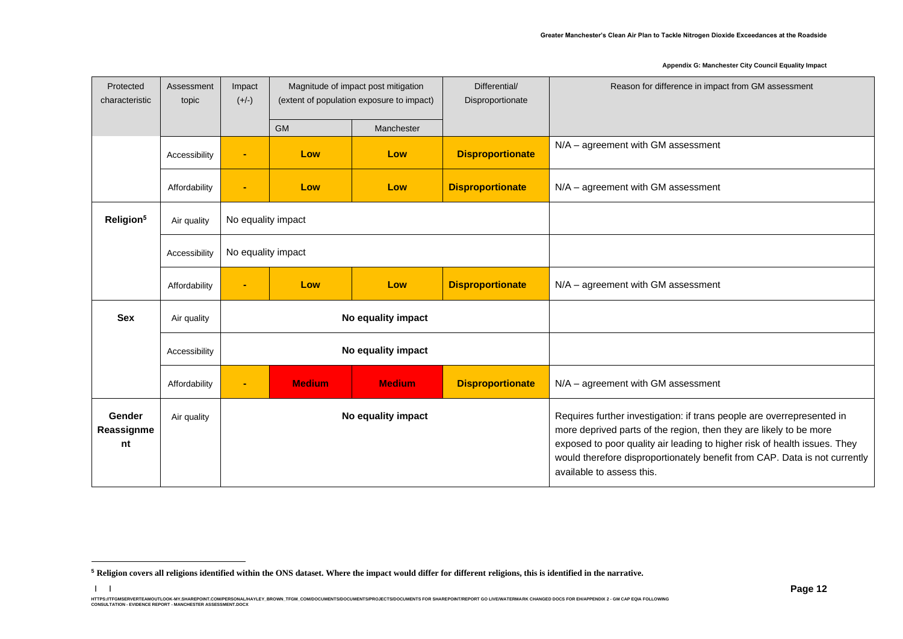| Protected characteristic | Assessment topic | Impact (+/-) | Magnitude of impact post mitigation (extent of population exposure to impact) | | Differential/ Disproportionate | Reason for difference in impact from GM assessment |
|---|---|---|---|---|---|---|
| | | | GM | Manchester | | |
| | Accessibility | - | **Low** | **Low** | **Disproportionate** | N/A – agreement with GM assessment |
| | Affordability | - | **Low** | **Low** | **Disproportionate** | N/A – agreement with GM assessment |
| **Religion**[5] | Air quality | No equality impact | | | | |
| | Accessibility | No equality impact | | | | |
| | Affordability | - | **Low** | **Low** | **Disproportionate** | N/A – agreement with GM assessment |
| **Sex** | Air quality | **No equality impact** | | | | |
| | Accessibility | **No equality impact** | | | | |
| | Affordability | - | **Medium** | **Medium** | **Disproportionate** | N/A – agreement with GM assessment |
| **Gender Reassignment** | Air quality | **No equality impact** | | | | Requires further investigation: if trans people are overrepresented in more deprived parts of the region, then they are likely to be more exposed to poor quality air leading to higher risk of health issues. They would therefore disproportionately benefit from CAP. Data is not currently available to assess this. |

[5] **Religion covers all religions identified within the ONS dataset. Where the impact would differ for different religions, this is identified in the narrative.**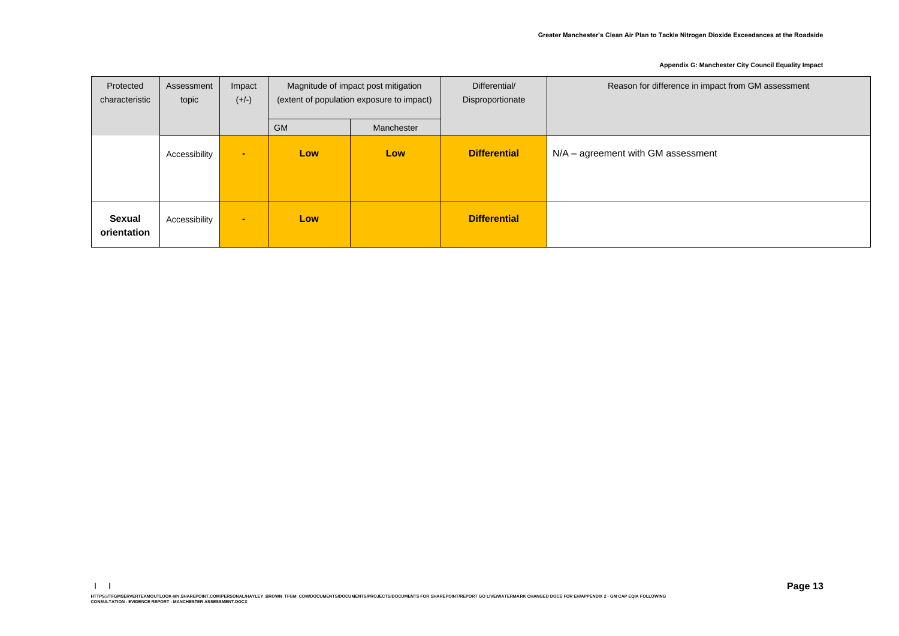| Protected characteristic | Assessment topic | Impact (+/-) | Magnitude of impact post mitigation (extent of population exposure to impact) | | Differential/ Disproportionate | Reason for difference in impact from GM assessment |
|---|---|---|---|---|---|---|
| | | | GM | Manchester | | |
| | Accessibility | - | **Low** | **Low** | **Differential** | N/A – agreement with GM assessment |
| **Sexual orientation** | Accessibility | - | **Low** | | **Differential** | |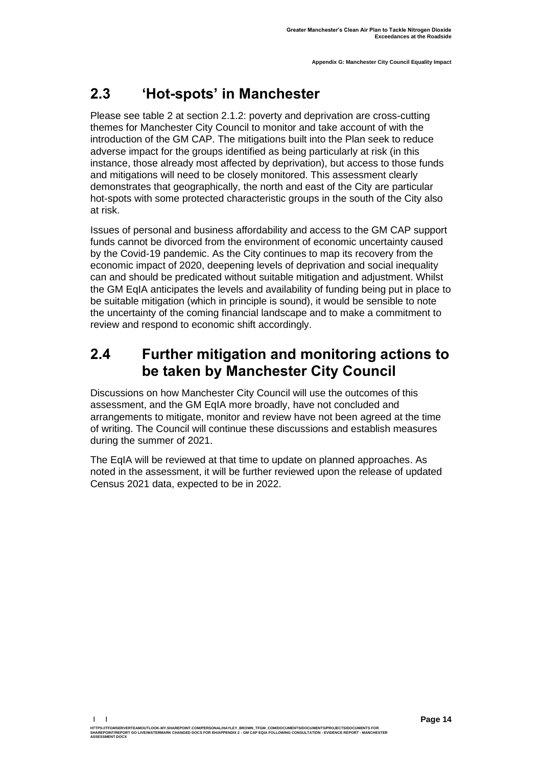## 2.3 'Hot-spots' in Manchester

Please see table 2 at section 2.1.2: poverty and deprivation are cross-cutting themes for Manchester City Council to monitor and take account of with the introduction of the GM CAP. The mitigations built into the Plan seek to reduce adverse impact for the groups identified as being particularly at risk (in this instance, those already most affected by deprivation), but access to those funds and mitigations will need to be closely monitored. This assessment clearly demonstrates that geographically, the north and east of the City are particular hot-spots with some protected characteristic groups in the south of the City also at risk.

Issues of personal and business affordability and access to the GM CAP support funds cannot be divorced from the environment of economic uncertainty caused by the Covid-19 pandemic. As the City continues to map its recovery from the economic impact of 2020, deepening levels of deprivation and social inequality can and should be predicated without suitable mitigation and adjustment. Whilst the GM EqIA anticipates the levels and availability of funding being put in place to be suitable mitigation (which in principle is sound), it would be sensible to note the uncertainty of the coming financial landscape and to make a commitment to review and respond to economic shift accordingly.

## 2.4 Further mitigation and monitoring actions to be taken by Manchester City Council

Discussions on how Manchester City Council will use the outcomes of this assessment, and the GM EqIA more broadly, have not concluded and arrangements to mitigate, monitor and review have not been agreed at the time of writing. The Council will continue these discussions and establish measures during the summer of 2021.

The EqIA will be reviewed at that time to update on planned approaches. As noted in the assessment, it will be further reviewed upon the release of updated Census 2021 data, expected to be in 2022.